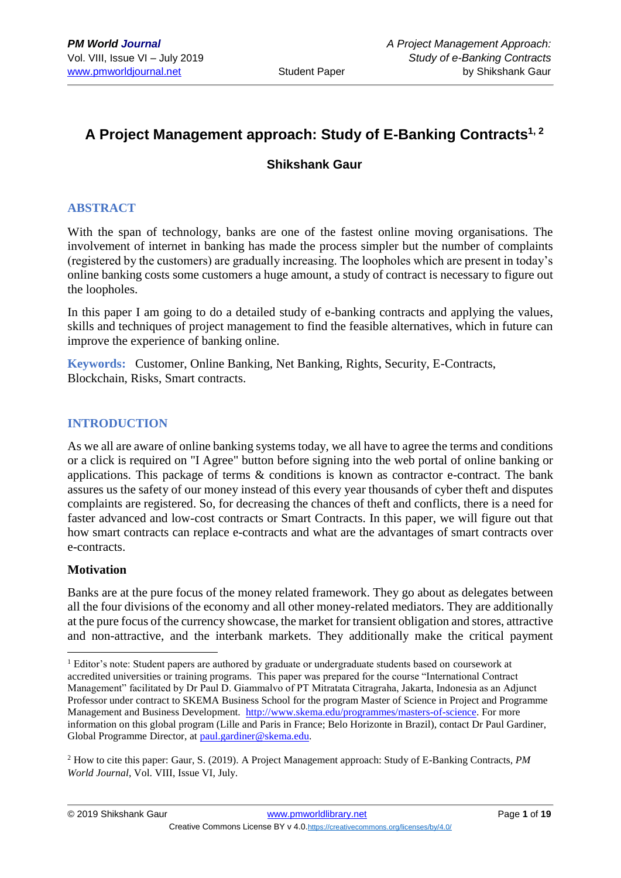# A Project Management approach: Study of E-Banking Contracts[1, 2]

**Shikshank Gaur**

## ABSTRACT

With the span of technology, banks are one of the fastest online moving organisations. The involvement of internet in banking has made the process simpler but the number of complaints (registered by the customers) are gradually increasing. The loopholes which are present in today's online banking costs some customers a huge amount, a study of contract is necessary to figure out the loopholes.

In this paper I am going to do a detailed study of e-banking contracts and applying the values, skills and techniques of project management to find the feasible alternatives, which in future can improve the experience of banking online.

**Keywords:** Customer, Online Banking, Net Banking, Rights, Security, E-Contracts, Blockchain, Risks, Smart contracts.

## INTRODUCTION

As we all are aware of online banking systems today, we all have to agree the terms and conditions or a click is required on "I Agree" button before signing into the web portal of online banking or applications. This package of terms & conditions is known as contractor e-contract. The bank assures us the safety of our money instead of this every year thousands of cyber theft and disputes complaints are registered. So, for decreasing the chances of theft and conflicts, there is a need for faster advanced and low-cost contracts or Smart Contracts. In this paper, we will figure out that how smart contracts can replace e-contracts and what are the advantages of smart contracts over e-contracts.

### Motivation

Banks are at the pure focus of the money related framework. They go about as delegates between all the four divisions of the economy and all other money-related mediators. They are additionally at the pure focus of the currency showcase, the market for transient obligation and stores, attractive and non-attractive, and the interbank markets. They additionally make the critical payment

---

[1] Editor's note: Student papers are authored by graduate or undergraduate students based on coursework at accredited universities or training programs. This paper was prepared for the course "International Contract Management" facilitated by Dr Paul D. Giammalvo of PT Mitratata Citragraha, Jakarta, Indonesia as an Adjunct Professor under contract to SKEMA Business School for the program Master of Science in Project and Programme Management and Business Development. http://www.skema.edu/programmes/masters-of-science. For more information on this global program (Lille and Paris in France; Belo Horizonte in Brazil), contact Dr Paul Gardiner, Global Programme Director, at paul.gardiner@skema.edu.

[2] How to cite this paper: Gaur, S. (2019). A Project Management approach: Study of E-Banking Contracts, *PM World Journal*, Vol. VIII, Issue VI, July.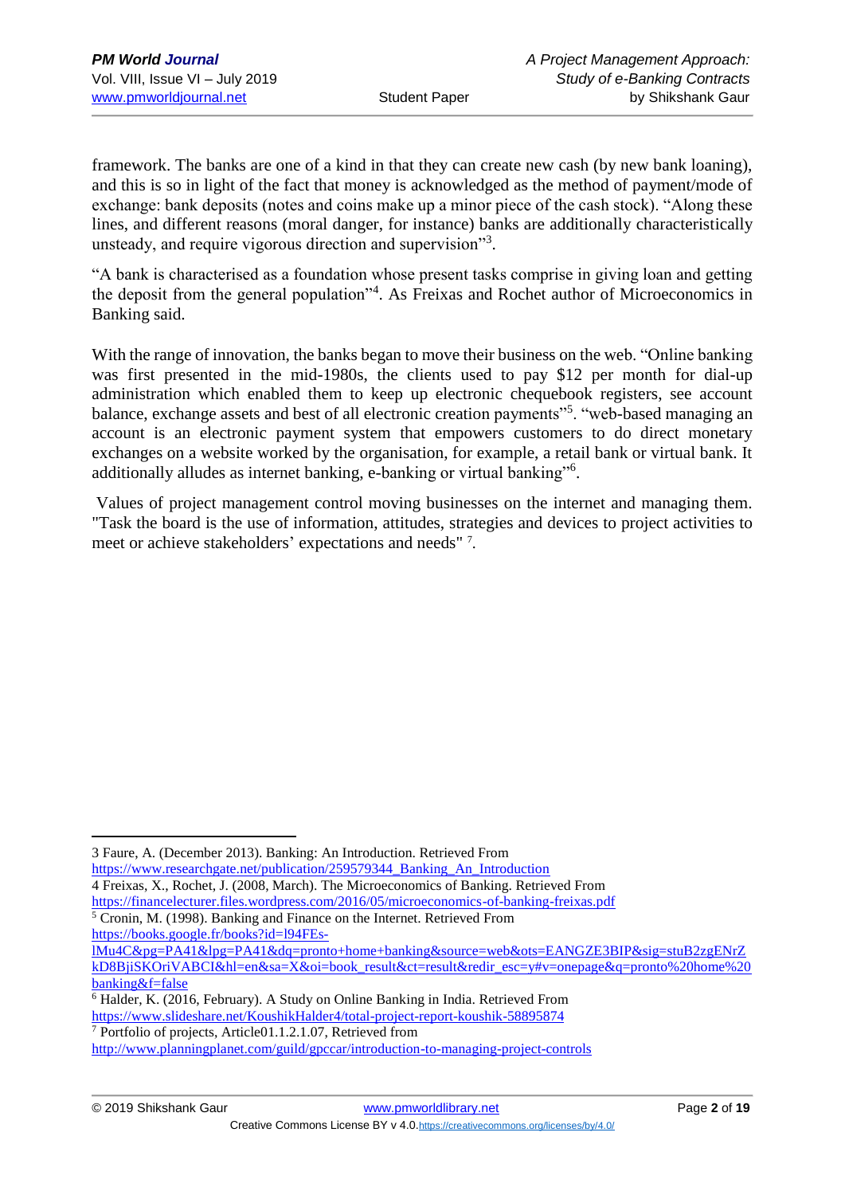framework. The banks are one of a kind in that they can create new cash (by new bank loaning), and this is so in light of the fact that money is acknowledged as the method of payment/mode of exchange: bank deposits (notes and coins make up a minor piece of the cash stock). "Along these lines, and different reasons (moral danger, for instance) banks are additionally characteristically unsteady, and require vigorous direction and supervision"[3].

"A bank is characterised as a foundation whose present tasks comprise in giving loan and getting the deposit from the general population"[4]. As Freixas and Rochet author of Microeconomics in Banking said.

With the range of innovation, the banks began to move their business on the web. "Online banking was first presented in the mid-1980s, the clients used to pay $12 per month for dial-up administration which enabled them to keep up electronic chequebook registers, see account balance, exchange assets and best of all electronic creation payments"[5]. "web-based managing an account is an electronic payment system that empowers customers to do direct monetary exchanges on a website worked by the organisation, for example, a retail bank or virtual bank. It additionally alludes as internet banking, e-banking or virtual banking"[6].

Values of project management control moving businesses on the internet and managing them. "Task the board is the use of information, attitudes, strategies and devices to project activities to meet or achieve stakeholders' expectations and needs" [7].

---

3 Faure, A. (December 2013). Banking: An Introduction. Retrieved From https://www.researchgate.net/publication/259579344_Banking_An_Introduction

4 Freixas, X., Rochet, J. (2008, March). The Microeconomics of Banking. Retrieved From https://financelecturer.files.wordpress.com/2016/05/microeconomics-of-banking-freixas.pdf

5 Cronin, M. (1998). Banking and Finance on the Internet. Retrieved From https://books.google.fr/books?id=l94FEs-lMu4C&pg=PA41&lpg=PA41&dq=pronto+home+banking&source=web&ots=EANGZE3BIP&sig=stuB2zgENrZkD8BjiSKOriVABCI&hl=en&sa=X&oi=book_result&ct=result&redir_esc=y#v=onepage&q=pronto%20home%20banking&f=false

6 Halder, K. (2016, February). A Study on Online Banking in India. Retrieved From https://www.slideshare.net/KoushikHalder4/total-project-report-koushik-58895874

7 Portfolio of projects, Article01.1.2.1.07, Retrieved from http://www.planningplanet.com/guild/gpccar/introduction-to-managing-project-controls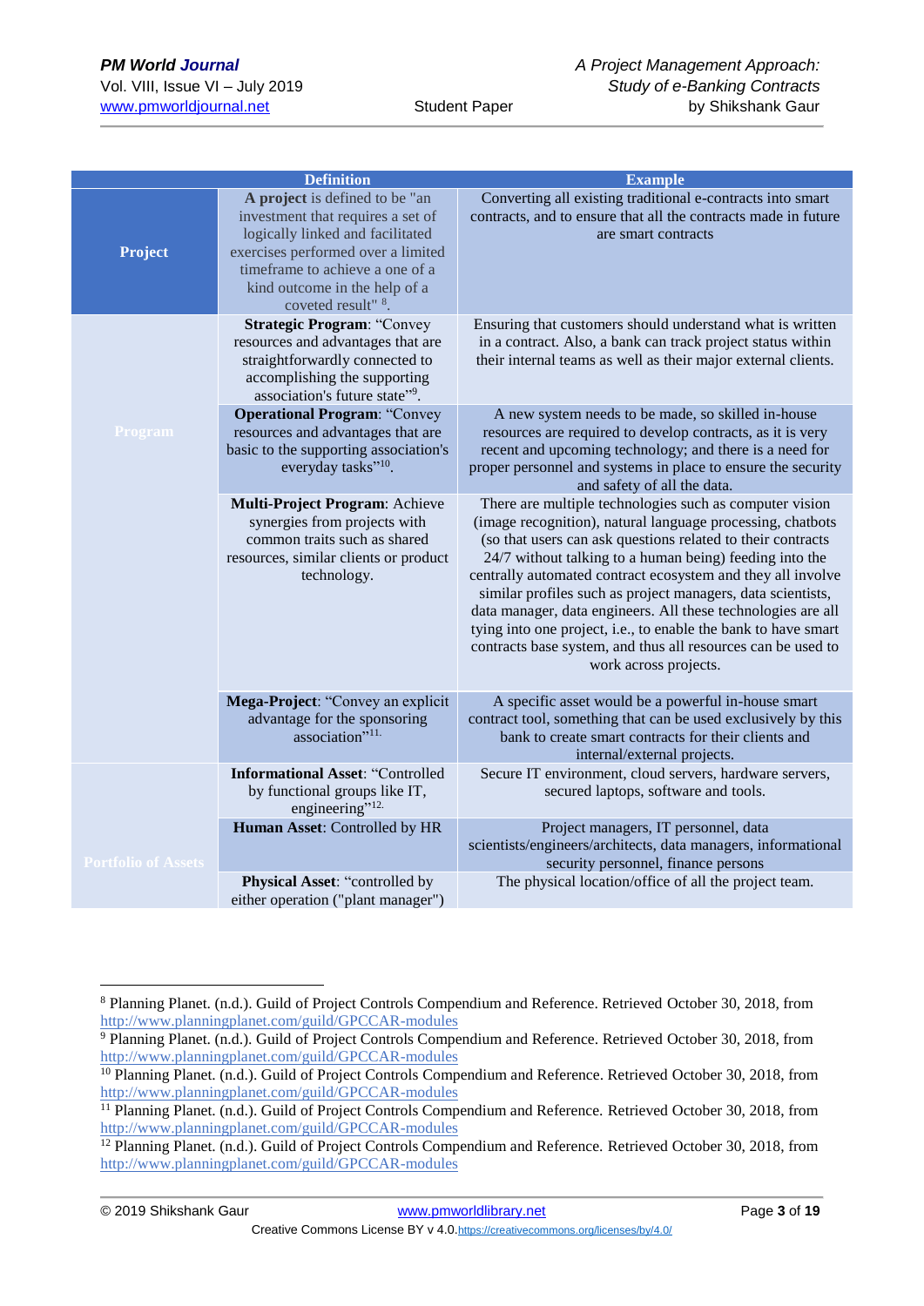| | Definition | Example |
|---|---|---|
| **Project** | **A project** is defined to be "an investment that requires a set of logically linked and facilitated exercises performed over a limited timeframe to achieve a one of a kind outcome in the help of a coveted result" [8]. | Converting all existing traditional e-contracts into smart contracts, and to ensure that all the contracts made in future are smart contracts |
| **Program** | **Strategic Program**: "Convey resources and advantages that are straightforwardly connected to accomplishing the supporting association's future state"[9]. | Ensuring that customers should understand what is written in a contract. Also, a bank can track project status within their internal teams as well as their major external clients. |
| | **Operational Program**: "Convey resources and advantages that are basic to the supporting association's everyday tasks"[10]. | A new system needs to be made, so skilled in-house resources are required to develop contracts, as it is very recent and upcoming technology; and there is a need for proper personnel and systems in place to ensure the security and safety of all the data. |
| | **Multi-Project Program**: Achieve synergies from projects with common traits such as shared resources, similar clients or product technology. | There are multiple technologies such as computer vision (image recognition), natural language processing, chatbots (so that users can ask questions related to their contracts 24/7 without talking to a human being) feeding into the centrally automated contract ecosystem and they all involve similar profiles such as project managers, data scientists, data manager, data engineers. All these technologies are all tying into one project, i.e., to enable the bank to have smart contracts base system, and thus all resources can be used to work across projects. |
| | **Mega-Project**: "Convey an explicit advantage for the sponsoring association"[11]. | A specific asset would be a powerful in-house smart contract tool, something that can be used exclusively by this bank to create smart contracts for their clients and internal/external projects. |
| **Portfolio of Assets** | **Informational Asset**: "Controlled by functional groups like IT, engineering"[12]. | Secure IT environment, cloud servers, hardware servers, secured laptops, software and tools. |
| | **Human Asset**: Controlled by HR | Project managers, IT personnel, data scientists/engineers/architects, data managers, informational security personnel, finance persons |
| | **Physical Asset**: "controlled by either operation ("plant manager") | The physical location/office of all the project team. |

[8] Planning Planet. (n.d.). Guild of Project Controls Compendium and Reference. Retrieved October 30, 2018, from http://www.planningplanet.com/guild/GPCCAR-modules

[9] Planning Planet. (n.d.). Guild of Project Controls Compendium and Reference. Retrieved October 30, 2018, from http://www.planningplanet.com/guild/GPCCAR-modules

[10] Planning Planet. (n.d.). Guild of Project Controls Compendium and Reference. Retrieved October 30, 2018, from http://www.planningplanet.com/guild/GPCCAR-modules

[11] Planning Planet. (n.d.). Guild of Project Controls Compendium and Reference. Retrieved October 30, 2018, from http://www.planningplanet.com/guild/GPCCAR-modules

[12] Planning Planet. (n.d.). Guild of Project Controls Compendium and Reference. Retrieved October 30, 2018, from http://www.planningplanet.com/guild/GPCCAR-modules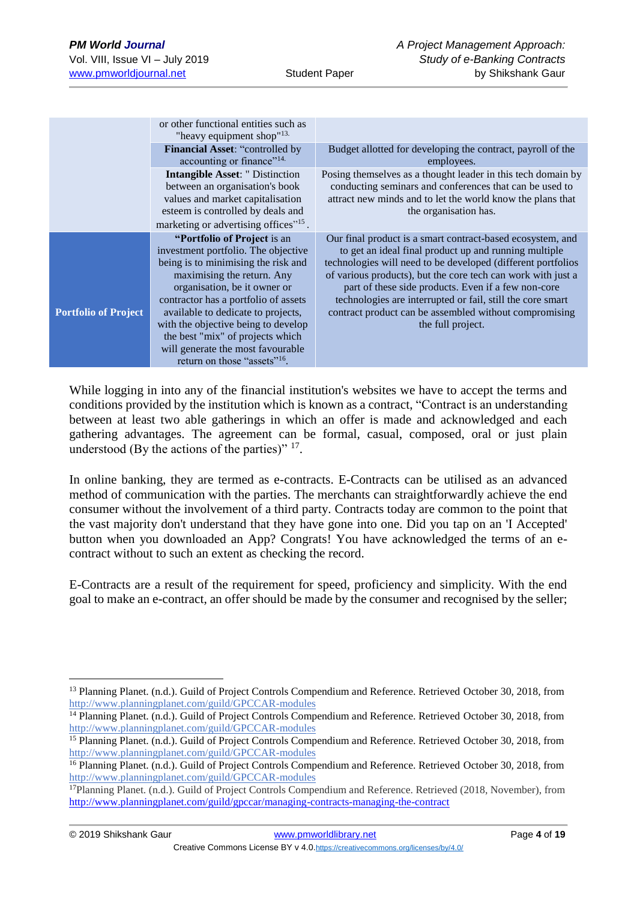| | | |
|---|---|---|
| | or other functional entities such as "heavy equipment shop"[13] | |
| | **Financial Asset**: "controlled by accounting or finance"[14] | Budget allotted for developing the contract, payroll of the employees. |
| | **Intangible Asset**: " Distinction between an organisation's book values and market capitalisation esteem is controlled by deals and marketing or advertising offices"[15]. | Posing themselves as a thought leader in this tech domain by conducting seminars and conferences that can be used to attract new minds and to let the world know the plans that the organisation has. |
| **Portfolio of Project** | **"Portfolio of Project** is an investment portfolio. The objective being is to minimising the risk and maximising the return. Any organisation, be it owner or contractor has a portfolio of assets available to dedicate to projects, with the objective being to develop the best "mix" of projects which will generate the most favourable return on those "assets"[16]. | Our final product is a smart contract-based ecosystem, and to get an ideal final product up and running multiple technologies will need to be developed (different portfolios of various products), but the core tech can work with just a part of these side products. Even if a few non-core technologies are interrupted or fail, still the core smart contract product can be assembled without compromising the full project. |

While logging in into any of the financial institution's websites we have to accept the terms and conditions provided by the institution which is known as a contract, "Contract is an understanding between at least two able gatherings in which an offer is made and acknowledged and each gathering advantages. The agreement can be formal, casual, composed, oral or just plain understood (By the actions of the parties)" [17].

In online banking, they are termed as e-contracts. E-Contracts can be utilised as an advanced method of communication with the parties. The merchants can straightforwardly achieve the end consumer without the involvement of a third party. Contracts today are common to the point that the vast majority don't understand that they have gone into one. Did you tap on an 'I Accepted' button when you downloaded an App? Congrats! You have acknowledged the terms of an e-contract without to such an extent as checking the record.

E-Contracts are a result of the requirement for speed, proficiency and simplicity. With the end goal to make an e-contract, an offer should be made by the consumer and recognised by the seller;

---

[13] Planning Planet. (n.d.). Guild of Project Controls Compendium and Reference. Retrieved October 30, 2018, from http://www.planningplanet.com/guild/GPCCAR-modules

[14] Planning Planet. (n.d.). Guild of Project Controls Compendium and Reference. Retrieved October 30, 2018, from http://www.planningplanet.com/guild/GPCCAR-modules

[15] Planning Planet. (n.d.). Guild of Project Controls Compendium and Reference. Retrieved October 30, 2018, from http://www.planningplanet.com/guild/GPCCAR-modules

[16] Planning Planet. (n.d.). Guild of Project Controls Compendium and Reference. Retrieved October 30, 2018, from http://www.planningplanet.com/guild/GPCCAR-modules

[17] Planning Planet. (n.d.). Guild of Project Controls Compendium and Reference. Retrieved (2018, November), from http://www.planningplanet.com/guild/gpccar/managing-contracts-managing-the-contract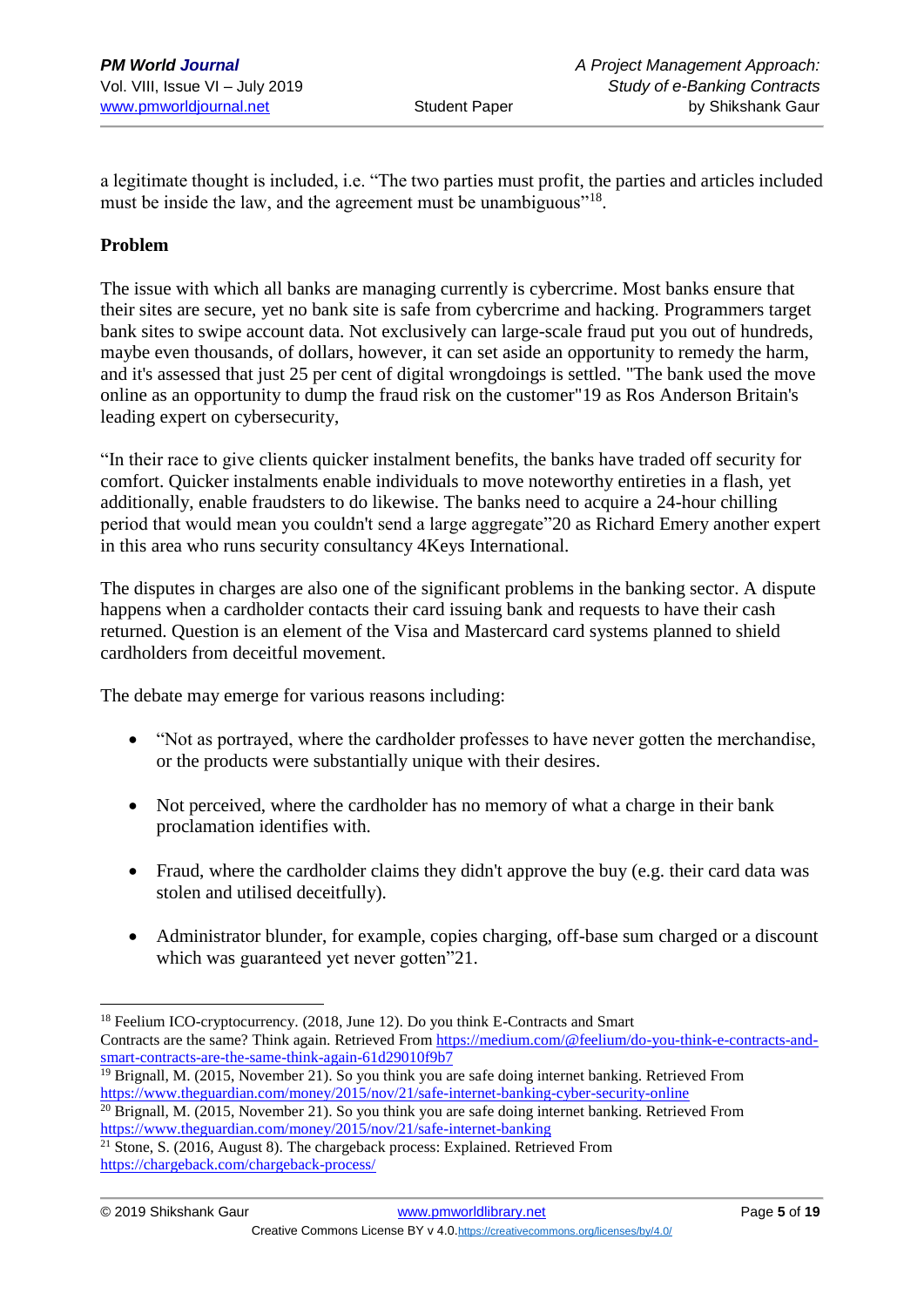a legitimate thought is included, i.e. "The two parties must profit, the parties and articles included must be inside the law, and the agreement must be unambiguous"[18].

**Problem**

The issue with which all banks are managing currently is cybercrime. Most banks ensure that their sites are secure, yet no bank site is safe from cybercrime and hacking. Programmers target bank sites to swipe account data. Not exclusively can large-scale fraud put you out of hundreds, maybe even thousands, of dollars, however, it can set aside an opportunity to remedy the harm, and it's assessed that just 25 per cent of digital wrongdoings is settled. "The bank used the move online as an opportunity to dump the fraud risk on the customer"19 as Ros Anderson Britain's leading expert on cybersecurity,

"In their race to give clients quicker instalment benefits, the banks have traded off security for comfort. Quicker instalments enable individuals to move noteworthy entireties in a flash, yet additionally, enable fraudsters to do likewise. The banks need to acquire a 24-hour chilling period that would mean you couldn't send a large aggregate"20 as Richard Emery another expert in this area who runs security consultancy 4Keys International.

The disputes in charges are also one of the significant problems in the banking sector. A dispute happens when a cardholder contacts their card issuing bank and requests to have their cash returned. Question is an element of the Visa and Mastercard card systems planned to shield cardholders from deceitful movement.

The debate may emerge for various reasons including:

- "Not as portrayed, where the cardholder professes to have never gotten the merchandise, or the products were substantially unique with their desires.
- Not perceived, where the cardholder has no memory of what a charge in their bank proclamation identifies with.
- Fraud, where the cardholder claims they didn't approve the buy (e.g. their card data was stolen and utilised deceitfully).
- Administrator blunder, for example, copies charging, off-base sum charged or a discount which was guaranteed yet never gotten"21.

---

[18] Feelium ICO-cryptocurrency. (2018, June 12). Do you think E-Contracts and Smart Contracts are the same? Think again. Retrieved From https://medium.com/@feelium/do-you-think-e-contracts-and-smart-contracts-are-the-same-think-again-61d29010f9b7

[19] Brignall, M. (2015, November 21). So you think you are safe doing internet banking. Retrieved From https://www.theguardian.com/money/2015/nov/21/safe-internet-banking-cyber-security-online

[20] Brignall, M. (2015, November 21). So you think you are safe doing internet banking. Retrieved From https://www.theguardian.com/money/2015/nov/21/safe-internet-banking

[21] Stone, S. (2016, August 8). The chargeback process: Explained. Retrieved From https://chargeback.com/chargeback-process/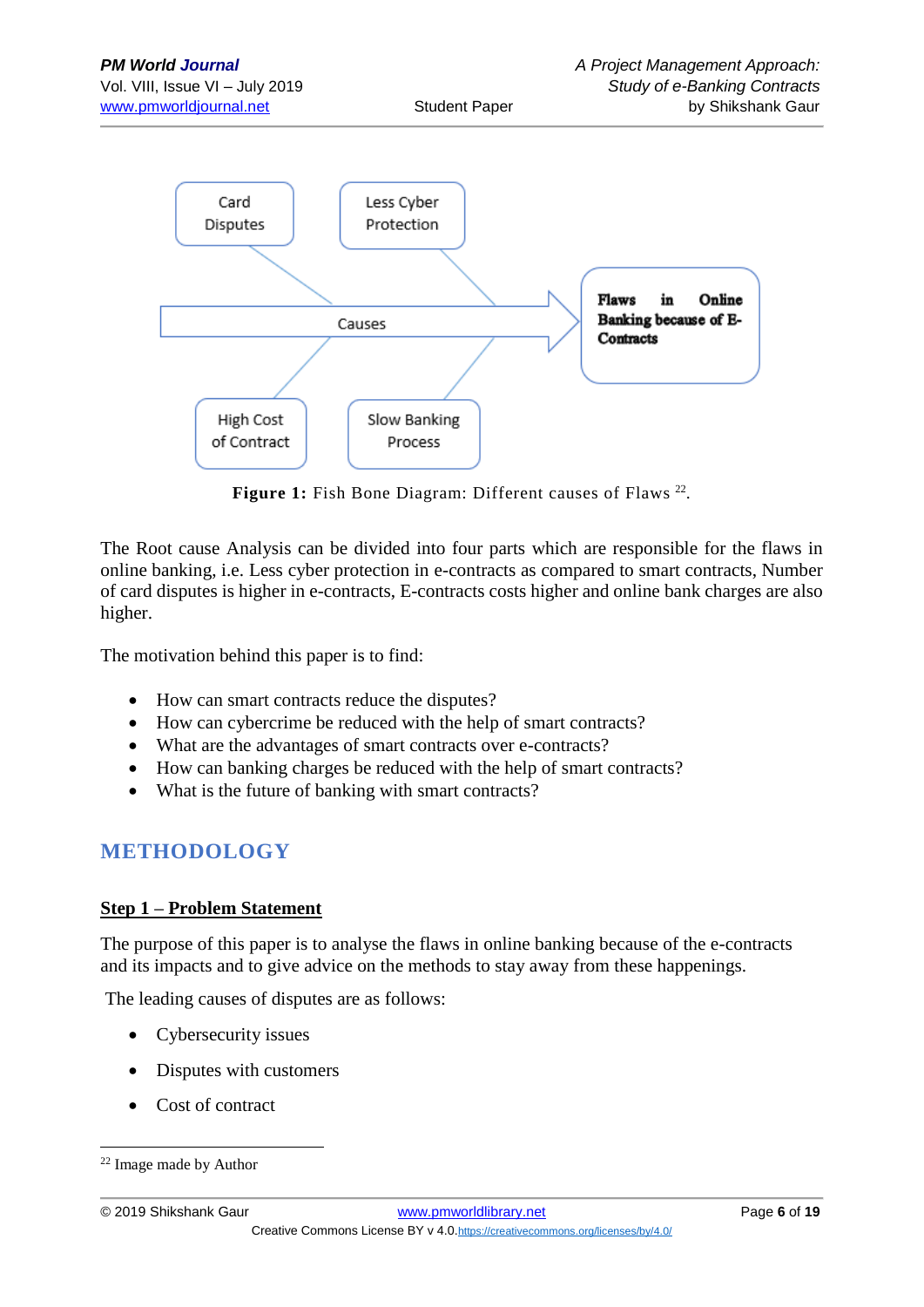Card Disputes

Less Cyber Protection

Causes

Flaws in Online Banking because of E-Contracts

High Cost of Contract

Slow Banking Process

**Figure 1:** Fish Bone Diagram: Different causes of Flaws [22].

The Root cause Analysis can be divided into four parts which are responsible for the flaws in online banking, i.e. Less cyber protection in e-contracts as compared to smart contracts, Number of card disputes is higher in e-contracts, E-contracts costs higher and online bank charges are also higher.

The motivation behind this paper is to find:

- How can smart contracts reduce the disputes?
- How can cybercrime be reduced with the help of smart contracts?
- What are the advantages of smart contracts over e-contracts?
- How can banking charges be reduced with the help of smart contracts?
- What is the future of banking with smart contracts?

## METHODOLOGY

### Step 1 – Problem Statement

The purpose of this paper is to analyse the flaws in online banking because of the e-contracts and its impacts and to give advice on the methods to stay away from these happenings.

The leading causes of disputes are as follows:

- Cybersecurity issues
- Disputes with customers
- Cost of contract

[22] Image made by Author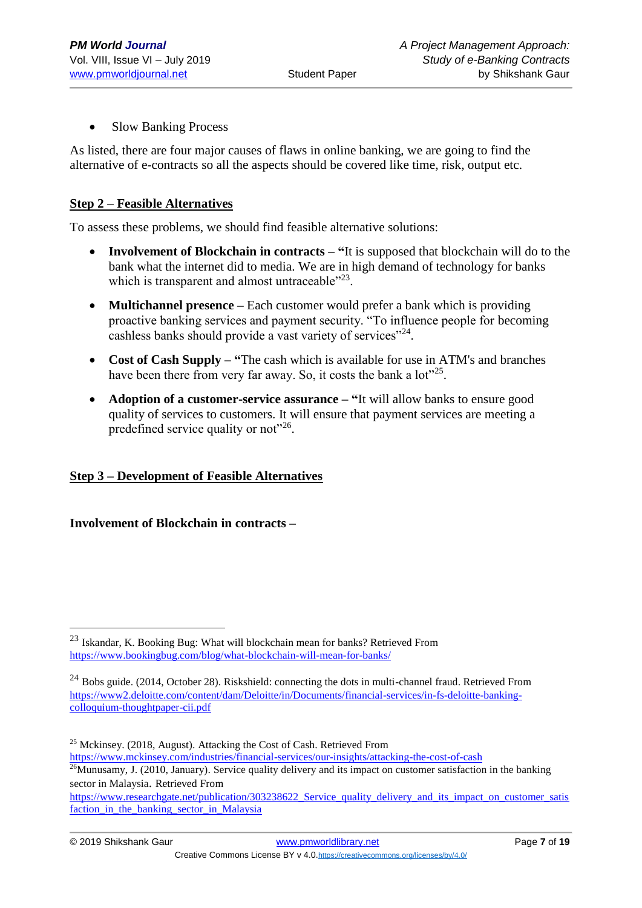- Slow Banking Process

As listed, there are four major causes of flaws in online banking, we are going to find the alternative of e-contracts so all the aspects should be covered like time, risk, output etc.

## Step 2 – Feasible Alternatives

To assess these problems, we should find feasible alternative solutions:

- **Involvement of Blockchain in contracts – "**It is supposed that blockchain will do to the bank what the internet did to media. We are in high demand of technology for banks which is transparent and almost untraceable"[23].
- **Multichannel presence** – Each customer would prefer a bank which is providing proactive banking services and payment security. "To influence people for becoming cashless banks should provide a vast variety of services"[24].
- **Cost of Cash Supply – "**The cash which is available for use in ATM's and branches have been there from very far away. So, it costs the bank a lot"[25].
- **Adoption of a customer-service assurance – "**It will allow banks to ensure good quality of services to customers. It will ensure that payment services are meeting a predefined service quality or not"[26].

## Step 3 – Development of Feasible Alternatives

**Involvement of Blockchain in contracts –**

---

[23] Iskandar, K. Booking Bug: What will blockchain mean for banks? Retrieved From https://www.bookingbug.com/blog/what-blockchain-will-mean-for-banks/

[24] Bobs guide. (2014, October 28). Riskshield: connecting the dots in multi-channel fraud. Retrieved From https://www2.deloitte.com/content/dam/Deloitte/in/Documents/financial-services/in-fs-deloitte-banking-colloquium-thoughtpaper-cii.pdf

[25] Mckinsey. (2018, August). Attacking the Cost of Cash. Retrieved From https://www.mckinsey.com/industries/financial-services/our-insights/attacking-the-cost-of-cash

[26] Munusamy, J. (2010, January). Service quality delivery and its impact on customer satisfaction in the banking sector in Malaysia. Retrieved From https://www.researchgate.net/publication/303238622_Service_quality_delivery_and_its_impact_on_customer_satisfaction_in_the_banking_sector_in_Malaysia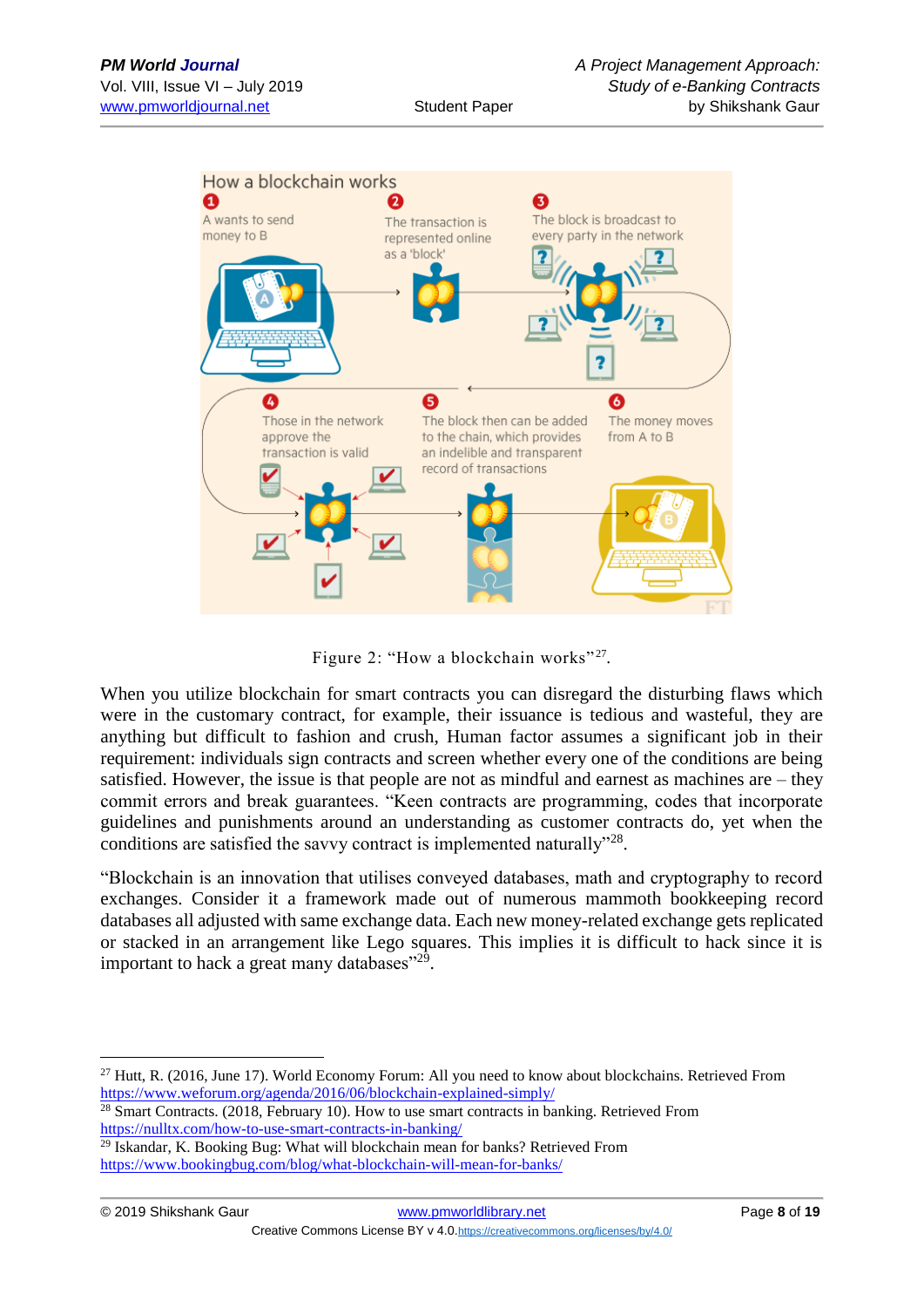Figure 2: “How a blockchain works”[27].

When you utilize blockchain for smart contracts you can disregard the disturbing flaws which were in the customary contract, for example, their issuance is tedious and wasteful, they are anything but difficult to fashion and crush, Human factor assumes a significant job in their requirement: individuals sign contracts and screen whether every one of the conditions are being satisfied. However, the issue is that people are not as mindful and earnest as machines are – they commit errors and break guarantees. “Keen contracts are programming, codes that incorporate guidelines and punishments around an understanding as customer contracts do, yet when the conditions are satisfied the savvy contract is implemented naturally”[28].

“Blockchain is an innovation that utilises conveyed databases, math and cryptography to record exchanges. Consider it a framework made out of numerous mammoth bookkeeping record databases all adjusted with same exchange data. Each new money-related exchange gets replicated or stacked in an arrangement like Lego squares. This implies it is difficult to hack since it is important to hack a great many databases”[29].

---

[27] Hutt, R. (2016, June 17). World Economy Forum: All you need to know about blockchains. Retrieved From https://www.weforum.org/agenda/2016/06/blockchain-explained-simply/

[28] Smart Contracts. (2018, February 10). How to use smart contracts in banking. Retrieved From https://nulltx.com/how-to-use-smart-contracts-in-banking/

[29] Iskandar, K. Booking Bug: What will blockchain mean for banks? Retrieved From https://www.bookingbug.com/blog/what-blockchain-will-mean-for-banks/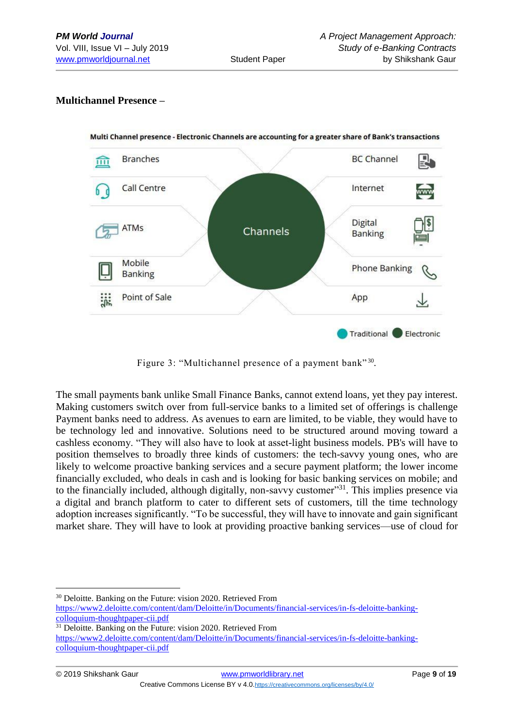**Multichannel Presence –**

Multi Channel presence - Electronic Channels are accounting for a greater share of Bank's transactions

| Traditional | Channels | Electronic |
| --- | --- | --- |
| Branches | | BC Channel |
| Call Centre | | Internet |
| ATMs | | Digital Banking |
| Mobile Banking | | Phone Banking |
| Point of Sale | | App |

Traditional | Electronic

Figure 3: "Multichannel presence of a payment bank"[30].

The small payments bank unlike Small Finance Banks, cannot extend loans, yet they pay interest. Making customers switch over from full-service banks to a limited set of offerings is challenge Payment banks need to address. As avenues to earn are limited, to be viable, they would have to be technology led and innovative. Solutions need to be structured around moving toward a cashless economy. "They will also have to look at asset-light business models. PB's will have to position themselves to broadly three kinds of customers: the tech-savvy young ones, who are likely to welcome proactive banking services and a secure payment platform; the lower income financially excluded, who deals in cash and is looking for basic banking services on mobile; and to the financially included, although digitally, non-savvy customer"[31]. This implies presence via a digital and branch platform to cater to different sets of customers, till the time technology adoption increases significantly. "To be successful, they will have to innovate and gain significant market share. They will have to look at providing proactive banking services—use of cloud for

---

[30] Deloitte. Banking on the Future: vision 2020. Retrieved From https://www2.deloitte.com/content/dam/Deloitte/in/Documents/financial-services/in-fs-deloitte-banking-colloquium-thoughtpaper-cii.pdf

[31] Deloitte. Banking on the Future: vision 2020. Retrieved From https://www2.deloitte.com/content/dam/Deloitte/in/Documents/financial-services/in-fs-deloitte-banking-colloquium-thoughtpaper-cii.pdf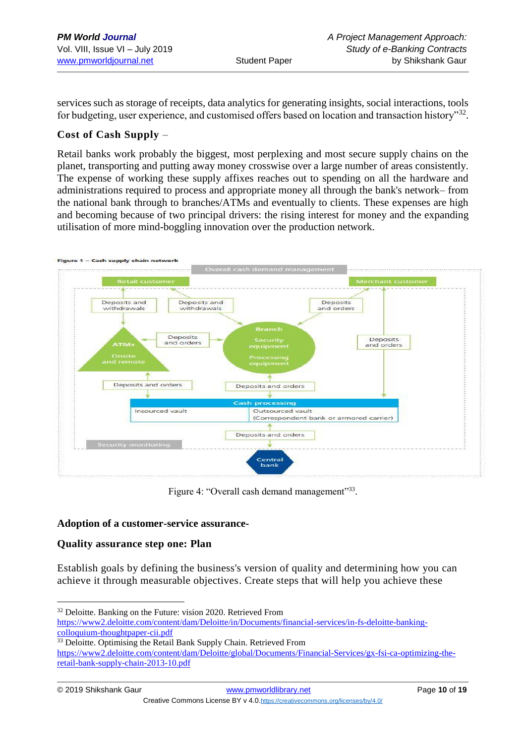services such as storage of receipts, data analytics for generating insights, social interactions, tools for budgeting, user experience, and customised offers based on location and transaction history"[32].

**Cost of Cash Supply** –

Retail banks work probably the biggest, most perplexing and most secure supply chains on the planet, transporting and putting away money crosswise over a large number of areas consistently. The expense of working these supply affixes reaches out to spending on all the hardware and administrations required to process and appropriate money all through the bank's network– from the national bank through to branches/ATMs and eventually to clients. These expenses are high and becoming because of two principal drivers: the rising interest for money and the expanding utilisation of more mind-boggling innovation over the production network.

Figure 1 – Cash supply chain network

Figure 4: "Overall cash demand management"[33].

**Adoption of a customer-service assurance-**

**Quality assurance step one: Plan**

Establish goals by defining the business's version of quality and determining how you can achieve it through measurable objectives. Create steps that will help you achieve these

[32] Deloitte. Banking on the Future: vision 2020. Retrieved From https://www2.deloitte.com/content/dam/Deloitte/in/Documents/financial-services/in-fs-deloitte-banking-colloquium-thoughtpaper-cii.pdf

[33] Deloitte. Optimising the Retail Bank Supply Chain. Retrieved From https://www2.deloitte.com/content/dam/Deloitte/global/Documents/Financial-Services/gx-fsi-ca-optimizing-the-retail-bank-supply-chain-2013-10.pdf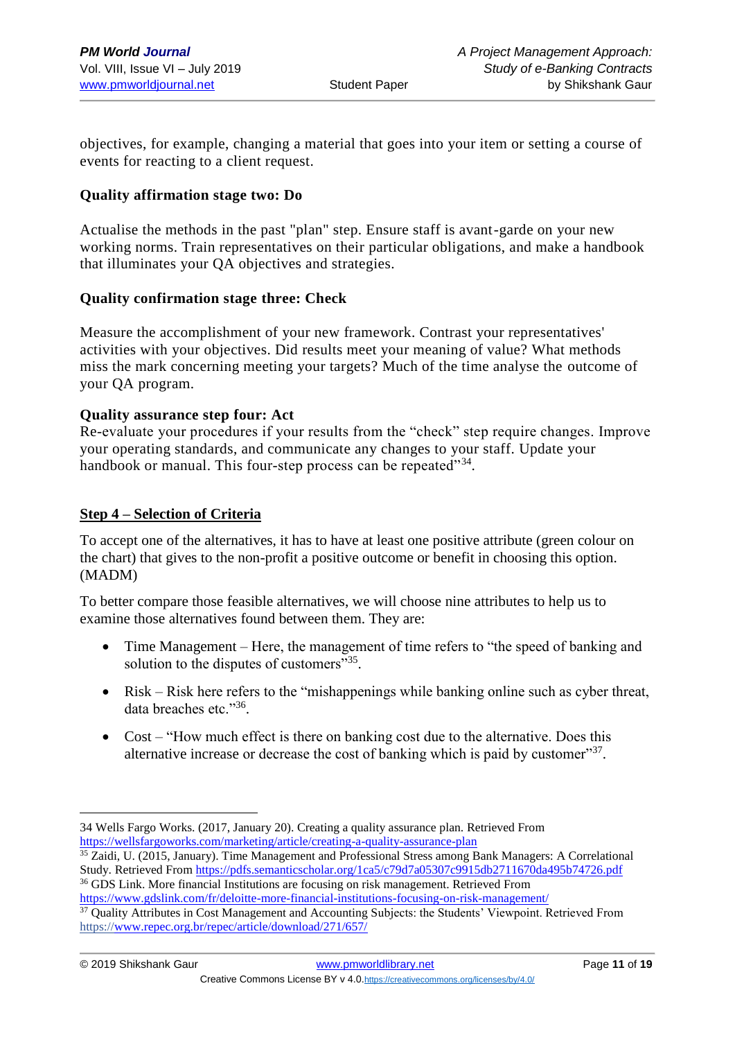objectives, for example, changing a material that goes into your item or setting a course of events for reacting to a client request.

**Quality affirmation stage two: Do**

Actualise the methods in the past "plan" step. Ensure staff is avant-garde on your new working norms. Train representatives on their particular obligations, and make a handbook that illuminates your QA objectives and strategies.

**Quality confirmation stage three: Check**

Measure the accomplishment of your new framework. Contrast your representatives' activities with your objectives. Did results meet your meaning of value? What methods miss the mark concerning meeting your targets? Much of the time analyse the outcome of your QA program.

**Quality assurance step four: Act**

Re-evaluate your procedures if your results from the "check" step require changes. Improve your operating standards, and communicate any changes to your staff. Update your handbook or manual. This four-step process can be repeated"[34].

## Step 4 – Selection of Criteria

To accept one of the alternatives, it has to have at least one positive attribute (green colour on the chart) that gives to the non-profit a positive outcome or benefit in choosing this option. (MADM)

To better compare those feasible alternatives, we will choose nine attributes to help us to examine those alternatives found between them. They are:

- Time Management – Here, the management of time refers to "the speed of banking and solution to the disputes of customers"[35].
- Risk – Risk here refers to the "mishappenings while banking online such as cyber threat, data breaches etc."[36].
- Cost – "How much effect is there on banking cost due to the alternative. Does this alternative increase or decrease the cost of banking which is paid by customer"[37].

---

34 Wells Fargo Works. (2017, January 20). Creating a quality assurance plan. Retrieved From https://wellsfargoworks.com/marketing/article/creating-a-quality-assurance-plan

35 Zaidi, U. (2015, January). Time Management and Professional Stress among Bank Managers: A Correlational Study. Retrieved From https://pdfs.semanticscholar.org/1ca5/c79d7a05307c9915db2711670da495b74726.pdf

36 GDS Link. More financial Institutions are focusing on risk management. Retrieved From https://www.gdslink.com/fr/deloitte-more-financial-institutions-focusing-on-risk-management/

37 Quality Attributes in Cost Management and Accounting Subjects: the Students' Viewpoint. Retrieved From https://www.repec.org.br/repec/article/download/271/657/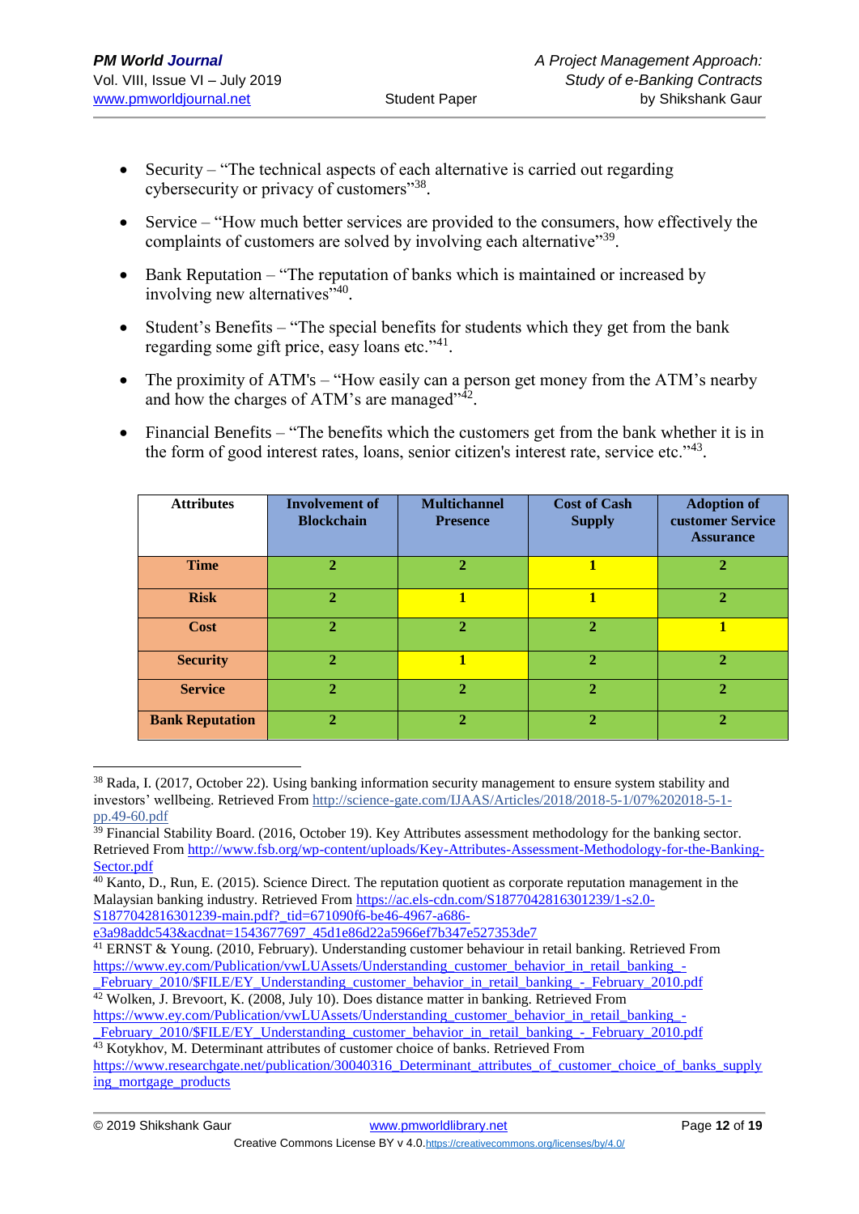- Security – "The technical aspects of each alternative is carried out regarding cybersecurity or privacy of customers"[38].
- Service – "How much better services are provided to the consumers, how effectively the complaints of customers are solved by involving each alternative"[39].
- Bank Reputation – "The reputation of banks which is maintained or increased by involving new alternatives"[40].
- Student's Benefits – "The special benefits for students which they get from the bank regarding some gift price, easy loans etc."[41].
- The proximity of ATM's – "How easily can a person get money from the ATM's nearby and how the charges of ATM's are managed"[42].
- Financial Benefits – "The benefits which the customers get from the bank whether it is in the form of good interest rates, loans, senior citizen's interest rate, service etc."[43].

| Attributes | Involvement of Blockchain | Multichannel Presence | Cost of Cash Supply | Adoption of customer Service Assurance |
|---|---|---|---|---|
| Time | 2 | 2 | 1 | 2 |
| Risk | 2 | 1 | 1 | 2 |
| Cost | 2 | 2 | 2 | 1 |
| Security | 2 | 1 | 2 | 2 |
| Service | 2 | 2 | 2 | 2 |
| Bank Reputation | 2 | 2 | 2 | 2 |

---

[38] Rada, I. (2017, October 22). Using banking information security management to ensure system stability and investors' wellbeing. Retrieved From http://science-gate.com/IJAAS/Articles/2018/2018-5-1/07%202018-5-1-pp.49-60.pdf

[39] Financial Stability Board. (2016, October 19). Key Attributes assessment methodology for the banking sector. Retrieved From http://www.fsb.org/wp-content/uploads/Key-Attributes-Assessment-Methodology-for-the-Banking-Sector.pdf

[40] Kanto, D., Run, E. (2015). Science Direct. The reputation quotient as corporate reputation management in the Malaysian banking industry. Retrieved From https://ac.els-cdn.com/S1877042816301239/1-s2.0-S1877042816301239-main.pdf?_tid=671090f6-be46-4967-a686-e3a98addc543&acdnat=1543677697_45d1e86d22a5966ef7b347e527353de7

[41] ERNST & Young. (2010, February). Understanding customer behaviour in retail banking. Retrieved From https://www.ey.com/Publication/vwLUAssets/Understanding_customer_behavior_in_retail_banking_-_February_2010/$FILE/EY_Understanding_customer_behavior_in_retail_banking_-_February_2010.pdf

[42] Wolken, J. Brevoort, K. (2008, July 10). Does distance matter in banking. Retrieved From https://www.ey.com/Publication/vwLUAssets/Understanding_customer_behavior_in_retail_banking_-_February_2010/$FILE/EY_Understanding_customer_behavior_in_retail_banking_-_February_2010.pdf

[43] Kotykhov, M. Determinant attributes of customer choice of banks. Retrieved From https://www.researchgate.net/publication/30040316_Determinant_attributes_of_customer_choice_of_banks_supplying_mortgage_products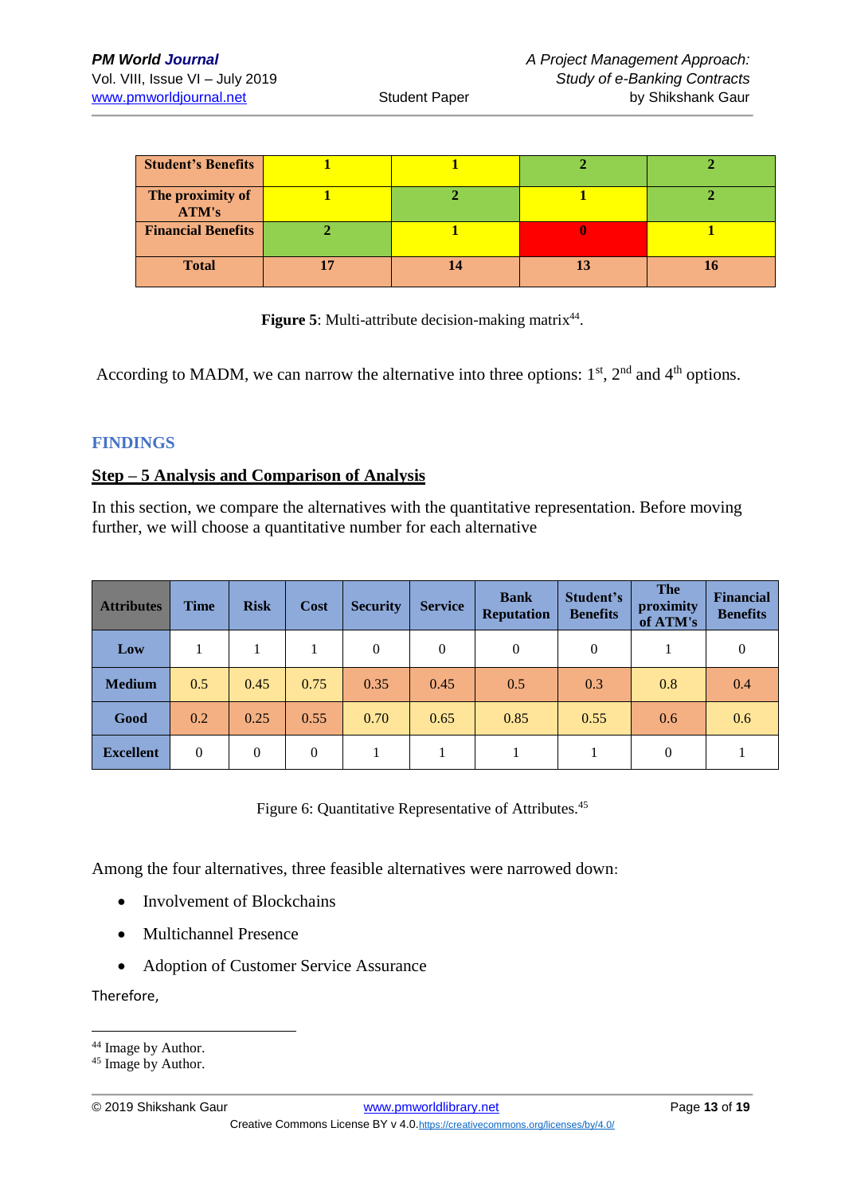| Student's Benefits | 1 | 1 | 2 | 2 |
|---|---|---|---|---|
| The proximity of ATM's | 1 | 2 | 1 | 2 |
| Financial Benefits | 2 | 1 | 0 | 1 |
| Total | 17 | 14 | 13 | 16 |

**Figure 5**: Multi-attribute decision-making matrix[44].

According to MADM, we can narrow the alternative into three options: 1st, 2nd and 4th options.

## FINDINGS

### Step – 5 Analysis and Comparison of Analysis

In this section, we compare the alternatives with the quantitative representation. Before moving further, we will choose a quantitative number for each alternative

| Attributes | Time | Risk | Cost | Security | Service | Bank Reputation | Student's Benefits | The proximity of ATM's | Financial Benefits |
|---|---|---|---|---|---|---|---|---|---|
| Low | 1 | 1 | 1 | 0 | 0 | 0 | 0 | 1 | 0 |
| Medium | 0.5 | 0.45 | 0.75 | 0.35 | 0.45 | 0.5 | 0.3 | 0.8 | 0.4 |
| Good | 0.2 | 0.25 | 0.55 | 0.70 | 0.65 | 0.85 | 0.55 | 0.6 | 0.6 |
| Excellent | 0 | 0 | 0 | 1 | 1 | 1 | 1 | 0 | 1 |

Figure 6: Quantitative Representative of Attributes.[45]

Among the four alternatives, three feasible alternatives were narrowed down:

- Involvement of Blockchains
- Multichannel Presence
- Adoption of Customer Service Assurance

Therefore,

[44] Image by Author.
[45] Image by Author.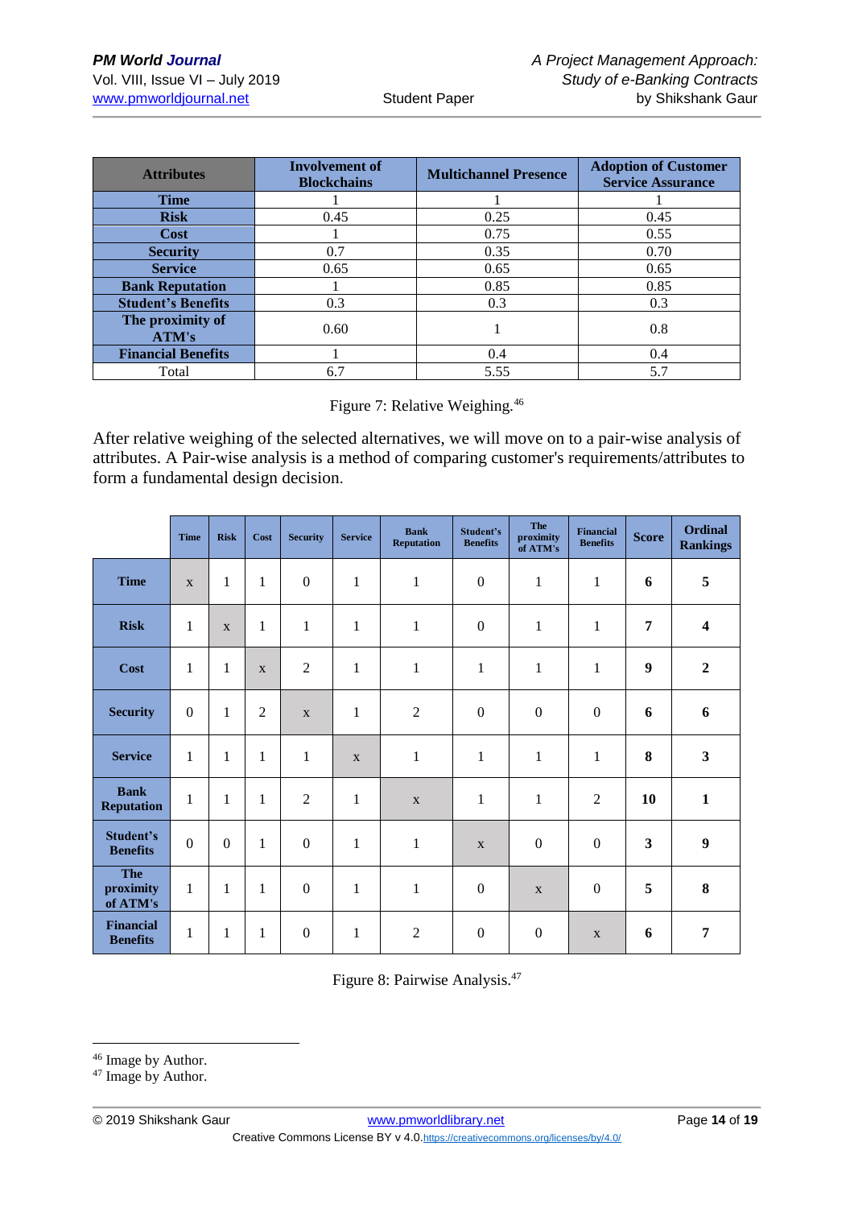| Attributes | Involvement of Blockchains | Multichannel Presence | Adoption of Customer Service Assurance |
|---|---|---|---|
| Time | 1 | 1 | 1 |
| Risk | 0.45 | 0.25 | 0.45 |
| Cost | 1 | 0.75 | 0.55 |
| Security | 0.7 | 0.35 | 0.70 |
| Service | 0.65 | 0.65 | 0.65 |
| Bank Reputation | 1 | 0.85 | 0.85 |
| Student's Benefits | 0.3 | 0.3 | 0.3 |
| The proximity of ATM's | 0.60 | 1 | 0.8 |
| Financial Benefits | 1 | 0.4 | 0.4 |
| Total | 6.7 | 5.55 | 5.7 |

Figure 7: Relative Weighing.[46]

After relative weighing of the selected alternatives, we will move on to a pair-wise analysis of attributes. A Pair-wise analysis is a method of comparing customer's requirements/attributes to form a fundamental design decision.

| | Time | Risk | Cost | Security | Service | Bank Reputation | Student's Benefits | The proximity of ATM's | Financial Benefits | Score | Ordinal Rankings |
|---|---|---|---|---|---|---|---|---|---|---|---|
| Time | x | 1 | 1 | 0 | 1 | 1 | 0 | 1 | 1 | 6 | 5 |
| Risk | 1 | x | 1 | 1 | 1 | 1 | 0 | 1 | 1 | 7 | 4 |
| Cost | 1 | 1 | x | 2 | 1 | 1 | 1 | 1 | 1 | 9 | 2 |
| Security | 0 | 1 | 2 | x | 1 | 2 | 0 | 0 | 0 | 6 | 6 |
| Service | 1 | 1 | 1 | 1 | x | 1 | 1 | 1 | 1 | 8 | 3 |
| Bank Reputation | 1 | 1 | 1 | 2 | 1 | x | 1 | 1 | 2 | 10 | 1 |
| Student's Benefits | 0 | 0 | 1 | 0 | 1 | 1 | x | 0 | 0 | 3 | 9 |
| The proximity of ATM's | 1 | 1 | 1 | 0 | 1 | 1 | 0 | x | 0 | 5 | 8 |
| Financial Benefits | 1 | 1 | 1 | 0 | 1 | 2 | 0 | 0 | x | 6 | 7 |

Figure 8: Pairwise Analysis.[47]

[46] Image by Author.
[47] Image by Author.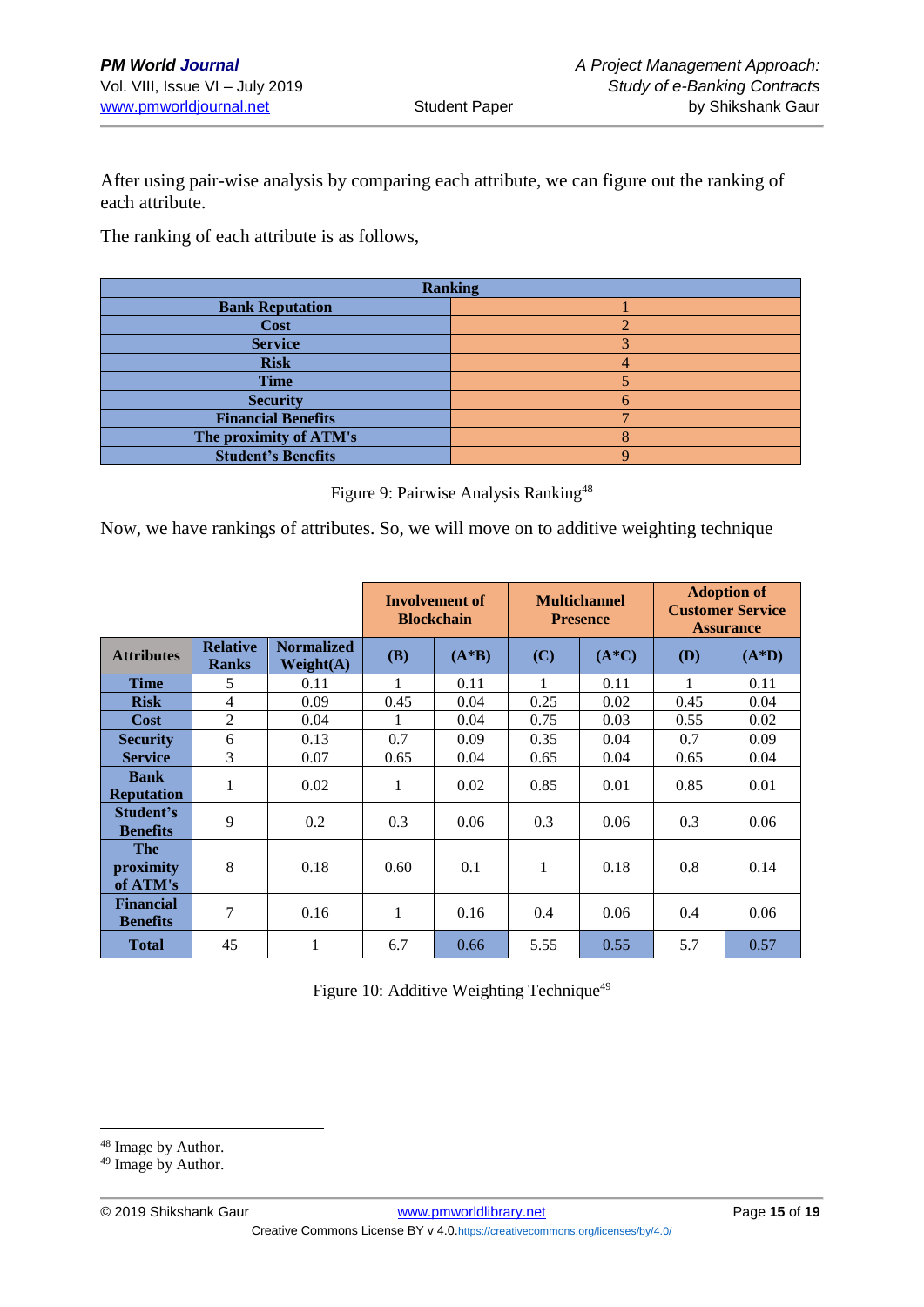After using pair-wise analysis by comparing each attribute, we can figure out the ranking of each attribute.

The ranking of each attribute is as follows,

| Ranking | |
|---|---|
| Bank Reputation | 1 |
| Cost | 2 |
| Service | 3 |
| Risk | 4 |
| Time | 5 |
| Security | 6 |
| Financial Benefits | 7 |
| The proximity of ATM's | 8 |
| Student's Benefits | 9 |

Figure 9: Pairwise Analysis Ranking[48]

Now, we have rankings of attributes. So, we will move on to additive weighting technique

| | | | Involvement of Blockchain | | Multichannel Presence | | Adoption of Customer Service Assurance | |
|---|---|---|---|---|---|---|---|---|
| **Attributes** | **Relative Ranks** | **Normalized Weight(A)** | **(B)** | **(A*B)** | **(C)** | **(A*C)** | **(D)** | **(A*D)** |
| **Time** | 5 | 0.11 | 1 | 0.11 | 1 | 0.11 | 1 | 0.11 |
| **Risk** | 4 | 0.09 | 0.45 | 0.04 | 0.25 | 0.02 | 0.45 | 0.04 |
| **Cost** | 2 | 0.04 | 1 | 0.04 | 0.75 | 0.03 | 0.55 | 0.02 |
| **Security** | 6 | 0.13 | 0.7 | 0.09 | 0.35 | 0.04 | 0.7 | 0.09 |
| **Service** | 3 | 0.07 | 0.65 | 0.04 | 0.65 | 0.04 | 0.65 | 0.04 |
| **Bank Reputation** | 1 | 0.02 | 1 | 0.02 | 0.85 | 0.01 | 0.85 | 0.01 |
| **Student's Benefits** | 9 | 0.2 | 0.3 | 0.06 | 0.3 | 0.06 | 0.3 | 0.06 |
| **The proximity of ATM's** | 8 | 0.18 | 0.60 | 0.1 | 1 | 0.18 | 0.8 | 0.14 |
| **Financial Benefits** | 7 | 0.16 | 1 | 0.16 | 0.4 | 0.06 | 0.4 | 0.06 |
| **Total** | 45 | 1 | 6.7 | 0.66 | 5.55 | 0.55 | 5.7 | 0.57 |

Figure 10: Additive Weighting Technique[49]

[48] Image by Author.

[49] Image by Author.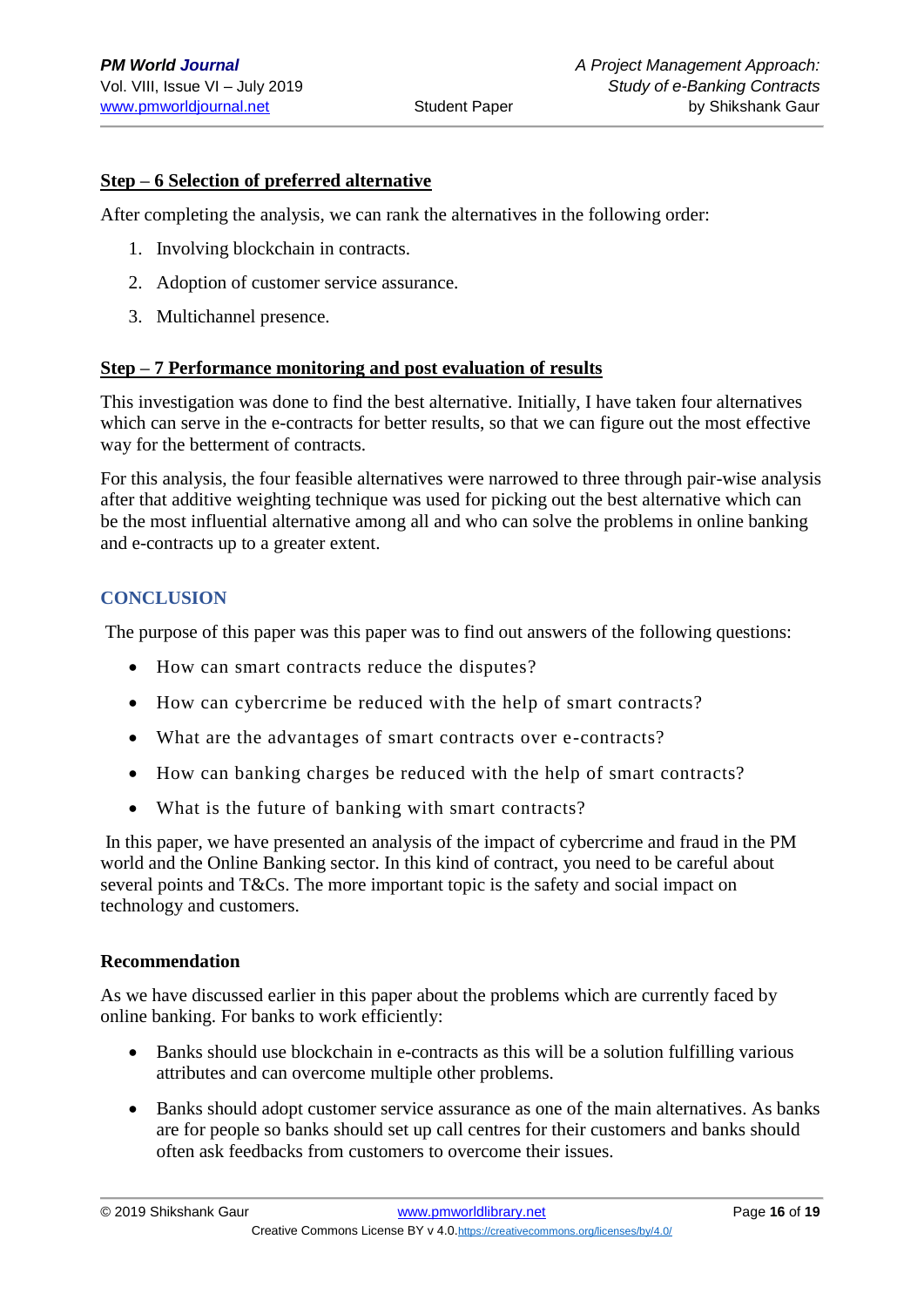**Step – 6 Selection of preferred alternative**

After completing the analysis, we can rank the alternatives in the following order:

1. Involving blockchain in contracts.
2. Adoption of customer service assurance.
3. Multichannel presence.

**Step – 7 Performance monitoring and post evaluation of results**

This investigation was done to find the best alternative. Initially, I have taken four alternatives which can serve in the e-contracts for better results, so that we can figure out the most effective way for the betterment of contracts.

For this analysis, the four feasible alternatives were narrowed to three through pair-wise analysis after that additive weighting technique was used for picking out the best alternative which can be the most influential alternative among all and who can solve the problems in online banking and e-contracts up to a greater extent.

## CONCLUSION

The purpose of this paper was this paper was to find out answers of the following questions:

- How can smart contracts reduce the disputes?
- How can cybercrime be reduced with the help of smart contracts?
- What are the advantages of smart contracts over e-contracts?
- How can banking charges be reduced with the help of smart contracts?
- What is the future of banking with smart contracts?

In this paper, we have presented an analysis of the impact of cybercrime and fraud in the PM world and the Online Banking sector. In this kind of contract, you need to be careful about several points and T&Cs. The more important topic is the safety and social impact on technology and customers.

### Recommendation

As we have discussed earlier in this paper about the problems which are currently faced by online banking. For banks to work efficiently:

- Banks should use blockchain in e-contracts as this will be a solution fulfilling various attributes and can overcome multiple other problems.
- Banks should adopt customer service assurance as one of the main alternatives. As banks are for people so banks should set up call centres for their customers and banks should often ask feedbacks from customers to overcome their issues.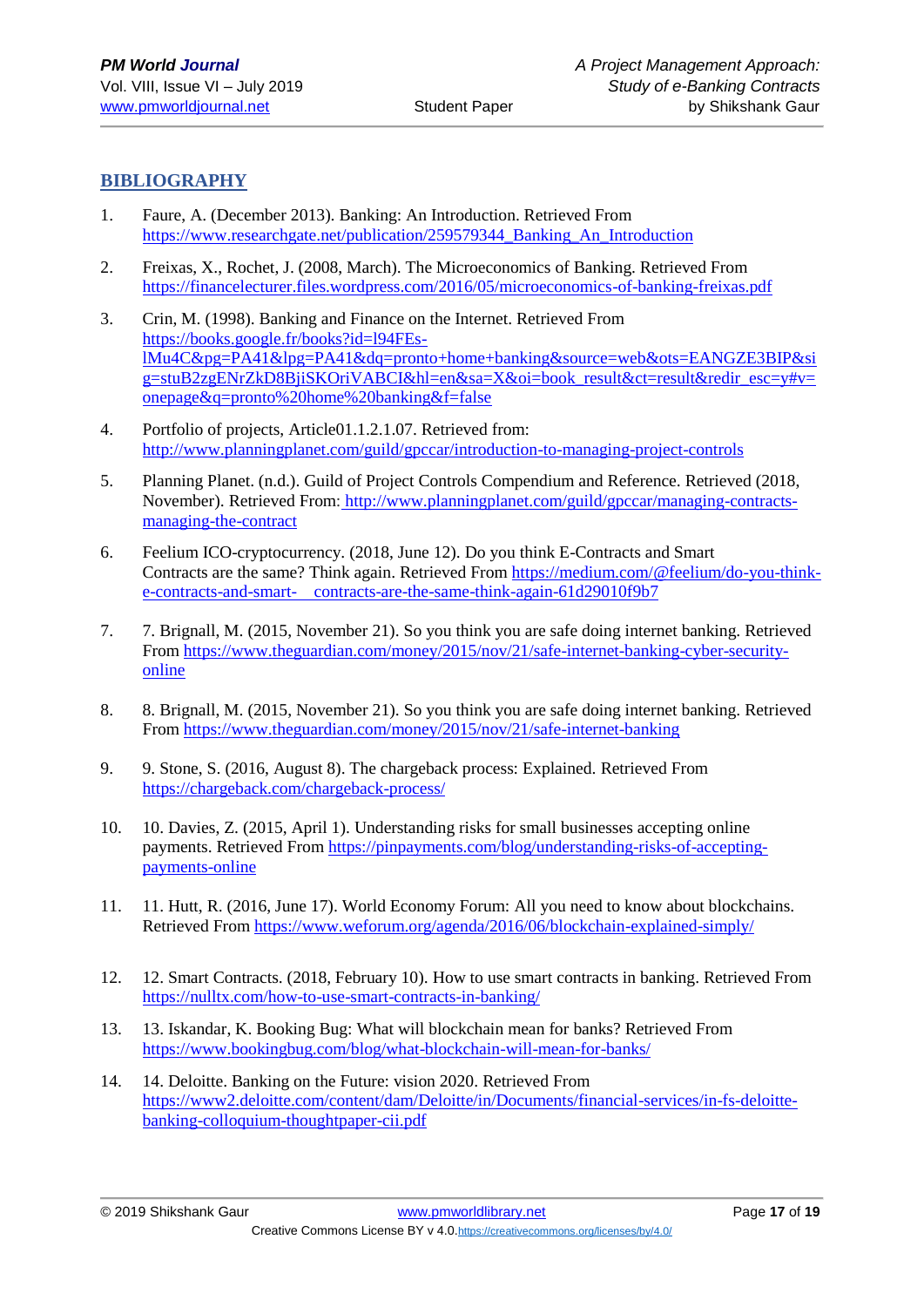## BIBLIOGRAPHY

1. Faure, A. (December 2013). Banking: An Introduction. Retrieved From https://www.researchgate.net/publication/259579344_Banking_An_Introduction

2. Freixas, X., Rochet, J. (2008, March). The Microeconomics of Banking. Retrieved From https://financelecturer.files.wordpress.com/2016/05/microeconomics-of-banking-freixas.pdf

3. Crin, M. (1998). Banking and Finance on the Internet. Retrieved From https://books.google.fr/books?id=l94FEs-lMu4C&pg=PA41&lpg=PA41&dq=pronto+home+banking&source=web&ots=EANGZE3BIP&sig=stuB2zgENrZkD8BjiSKOriVABCI&hl=en&sa=X&oi=book_result&ct=result&redir_esc=y#v=onepage&q=pronto%20home%20banking&f=false

4. Portfolio of projects, Article01.1.2.1.07. Retrieved from: http://www.planningplanet.com/guild/gpccar/introduction-to-managing-project-controls

5. Planning Planet. (n.d.). Guild of Project Controls Compendium and Reference. Retrieved (2018, November). Retrieved From: http://www.planningplanet.com/guild/gpccar/managing-contracts-managing-the-contract

6. Feelium ICO-cryptocurrency. (2018, June 12). Do you think E-Contracts and Smart Contracts are the same? Think again. Retrieved From https://medium.com/@feelium/do-you-think-e-contracts-and-smart- contracts-are-the-same-think-again-61d29010f9b7

7. 7. Brignall, M. (2015, November 21). So you think you are safe doing internet banking. Retrieved From https://www.theguardian.com/money/2015/nov/21/safe-internet-banking-cyber-security-online

8. 8. Brignall, M. (2015, November 21). So you think you are safe doing internet banking. Retrieved From https://www.theguardian.com/money/2015/nov/21/safe-internet-banking

9. 9. Stone, S. (2016, August 8). The chargeback process: Explained. Retrieved From https://chargeback.com/chargeback-process/

10. 10. Davies, Z. (2015, April 1). Understanding risks for small businesses accepting online payments. Retrieved From https://pinpayments.com/blog/understanding-risks-of-accepting-payments-online

11. 11. Hutt, R. (2016, June 17). World Economy Forum: All you need to know about blockchains. Retrieved From https://www.weforum.org/agenda/2016/06/blockchain-explained-simply/

12. 12. Smart Contracts. (2018, February 10). How to use smart contracts in banking. Retrieved From https://nulltx.com/how-to-use-smart-contracts-in-banking/

13. 13. Iskandar, K. Booking Bug: What will blockchain mean for banks? Retrieved From https://www.bookingbug.com/blog/what-blockchain-will-mean-for-banks/

14. 14. Deloitte. Banking on the Future: vision 2020. Retrieved From https://www2.deloitte.com/content/dam/Deloitte/in/Documents/financial-services/in-fs-deloitte-banking-colloquium-thoughtpaper-cii.pdf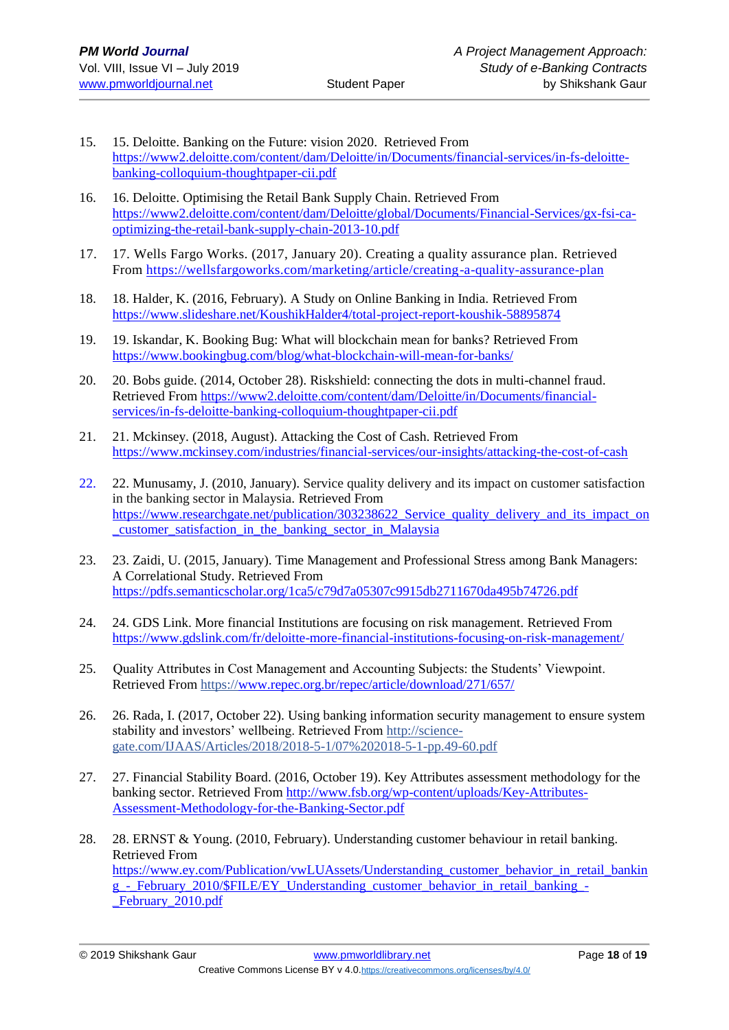15. 15. Deloitte. Banking on the Future: vision 2020. Retrieved From https://www2.deloitte.com/content/dam/Deloitte/in/Documents/financial-services/in-fs-deloitte-banking-colloquium-thoughtpaper-cii.pdf

16. 16. Deloitte. Optimising the Retail Bank Supply Chain. Retrieved From https://www2.deloitte.com/content/dam/Deloitte/global/Documents/Financial-Services/gx-fsi-ca-optimizing-the-retail-bank-supply-chain-2013-10.pdf

17. 17. Wells Fargo Works. (2017, January 20). Creating a quality assurance plan. Retrieved From https://wellsfargoworks.com/marketing/article/creating-a-quality-assurance-plan

18. 18. Halder, K. (2016, February). A Study on Online Banking in India. Retrieved From https://www.slideshare.net/KoushikHalder4/total-project-report-koushik-58895874

19. 19. Iskandar, K. Booking Bug: What will blockchain mean for banks? Retrieved From https://www.bookingbug.com/blog/what-blockchain-will-mean-for-banks/

20. 20. Bobs guide. (2014, October 28). Riskshield: connecting the dots in multi-channel fraud. Retrieved From https://www2.deloitte.com/content/dam/Deloitte/in/Documents/financial-services/in-fs-deloitte-banking-colloquium-thoughtpaper-cii.pdf

21. 21. Mckinsey. (2018, August). Attacking the Cost of Cash. Retrieved From https://www.mckinsey.com/industries/financial-services/our-insights/attacking-the-cost-of-cash

22. 22. Munusamy, J. (2010, January). Service quality delivery and its impact on customer satisfaction in the banking sector in Malaysia. Retrieved From https://www.researchgate.net/publication/303238622_Service_quality_delivery_and_its_impact_on_customer_satisfaction_in_the_banking_sector_in_Malaysia

23. 23. Zaidi, U. (2015, January). Time Management and Professional Stress among Bank Managers: A Correlational Study. Retrieved From https://pdfs.semanticscholar.org/1ca5/c79d7a05307c9915db2711670da495b74726.pdf

24. 24. GDS Link. More financial Institutions are focusing on risk management. Retrieved From https://www.gdslink.com/fr/deloitte-more-financial-institutions-focusing-on-risk-management/

25. Quality Attributes in Cost Management and Accounting Subjects: the Students' Viewpoint. Retrieved From https://www.repec.org.br/repec/article/download/271/657/

26. 26. Rada, I. (2017, October 22). Using banking information security management to ensure system stability and investors' wellbeing. Retrieved From http://science-gate.com/IJAAS/Articles/2018/2018-5-1/07%202018-5-1-pp.49-60.pdf

27. 27. Financial Stability Board. (2016, October 19). Key Attributes assessment methodology for the banking sector. Retrieved From http://www.fsb.org/wp-content/uploads/Key-Attributes-Assessment-Methodology-for-the-Banking-Sector.pdf

28. 28. ERNST & Young. (2010, February). Understanding customer behaviour in retail banking. Retrieved From https://www.ey.com/Publication/vwLUAssets/Understanding_customer_behavior_in_retail_banking_-_February_2010/$FILE/EY_Understanding_customer_behavior_in_retail_banking_-_February_2010.pdf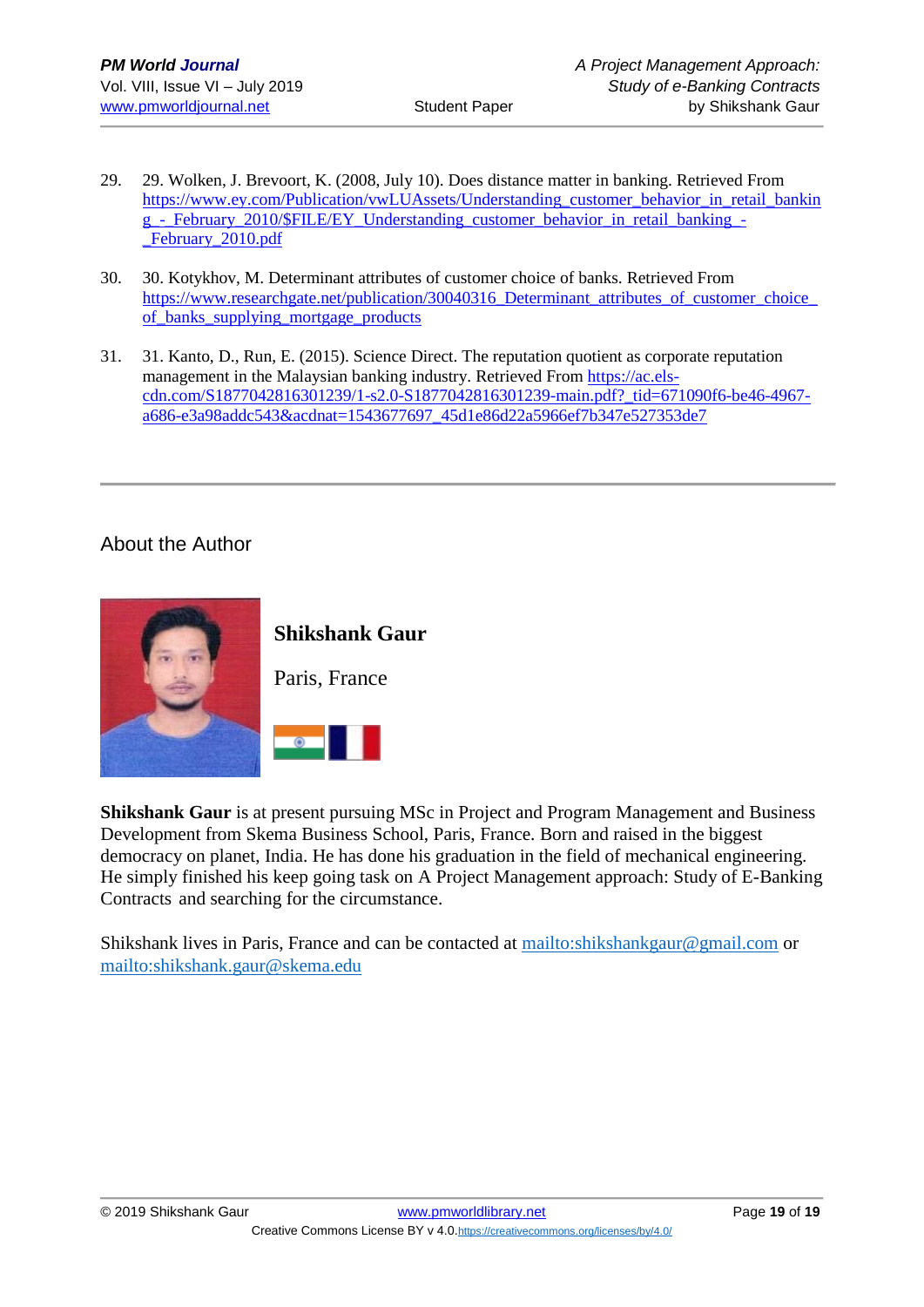29. 29. Wolken, J. Brevoort, K. (2008, July 10). Does distance matter in banking. Retrieved From https://www.ey.com/Publication/vwLUAssets/Understanding_customer_behavior_in_retail_banking_-_February_2010/$FILE/EY_Understanding_customer_behavior_in_retail_banking_-_February_2010.pdf

30. 30. Kotykhov, M. Determinant attributes of customer choice of banks. Retrieved From https://www.researchgate.net/publication/30040316_Determinant_attributes_of_customer_choice_of_banks_supplying_mortgage_products

31. 31. Kanto, D., Run, E. (2015). Science Direct. The reputation quotient as corporate reputation management in the Malaysian banking industry. Retrieved From https://ac.els-cdn.com/S1877042816301239/1-s2.0-S1877042816301239-main.pdf?_tid=671090f6-be46-4967-a686-e3a98addc543&acdnat=1543677697_45d1e86d22a5966ef7b347e527353de7

---

## About the Author

**Shikshank Gaur**

Paris, France

**Shikshank Gaur** is at present pursuing MSc in Project and Program Management and Business Development from Skema Business School, Paris, France. Born and raised in the biggest democracy on planet, India. He has done his graduation in the field of mechanical engineering. He simply finished his keep going task on A Project Management approach: Study of E-Banking Contracts and searching for the circumstance.

Shikshank lives in Paris, France and can be contacted at mailto:shikshankgaur@gmail.com or mailto:shikshank.gaur@skema.edu